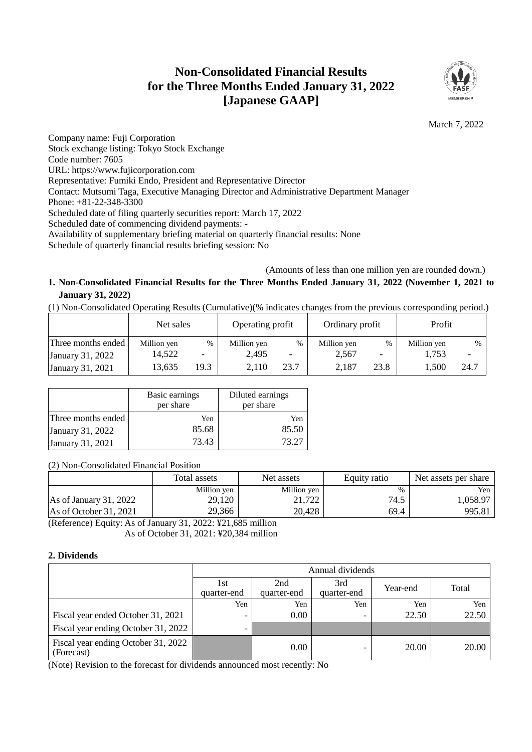# Non-Consolidated Financial Results for the Three Months Ended January 31, 2022 [Japanese GAAP]

March 7, 2022

Company name: Fuji Corporation
Stock exchange listing: Tokyo Stock Exchange
Code number: 7605
URL: https://www.fujicorporation.com
Representative: Fumiki Endo, President and Representative Director
Contact: Mutsumi Taga, Executive Managing Director and Administrative Department Manager
Phone: +81-22-348-3300
Scheduled date of filing quarterly securities report: March 17, 2022
Scheduled date of commencing dividend payments: -
Availability of supplementary briefing material on quarterly financial results: None
Schedule of quarterly financial results briefing session: No

(Amounts of less than one million yen are rounded down.)

## 1. Non-Consolidated Financial Results for the Three Months Ended January 31, 2022 (November 1, 2021 to January 31, 2022)

(1) Non-Consolidated Operating Results (Cumulative)(% indicates changes from the previous corresponding period.)

| | Net sales | | Operating profit | | Ordinary profit | | Profit | |
|---|---|---|---|---|---|---|---|---|
| Three months ended | Million yen | % | Million yen | % | Million yen | % | Million yen | % |
| January 31, 2022 | 14,522 | - | 2,495 | - | 2,567 | - | 1,753 | - |
| January 31, 2021 | 13,635 | 19.3 | 2,110 | 23.7 | 2,187 | 23.8 | 1,500 | 24.7 |

| | Basic earnings per share | Diluted earnings per share |
|---|---|---|
| Three months ended | Yen | Yen |
| January 31, 2022 | 85.68 | 85.50 |
| January 31, 2021 | 73.43 | 73.27 |

(2) Non-Consolidated Financial Position

| | Total assets | Net assets | Equity ratio | Net assets per share |
|---|---|---|---|---|
| | Million yen | Million yen | % | Yen |
| As of January 31, 2022 | 29,120 | 21,722 | 74.5 | 1,058.97 |
| As of October 31, 2021 | 29,366 | 20,428 | 69.4 | 995.81 |

(Reference) Equity: As of January 31, 2022: ¥21,685 million
As of October 31, 2021: ¥20,384 million

## 2. Dividends

| | Annual dividends | | | | |
|---|---|---|---|---|---|
| | 1st quarter-end | 2nd quarter-end | 3rd quarter-end | Year-end | Total |
| | Yen | Yen | Yen | Yen | Yen |
| Fiscal year ended October 31, 2021 | - | 0.00 | - | 22.50 | 22.50 |
| Fiscal year ending October 31, 2022 | - | | | | |
| Fiscal year ending October 31, 2022 (Forecast) | | 0.00 | - | 20.00 | 20.00 |

(Note) Revision to the forecast for dividends announced most recently: No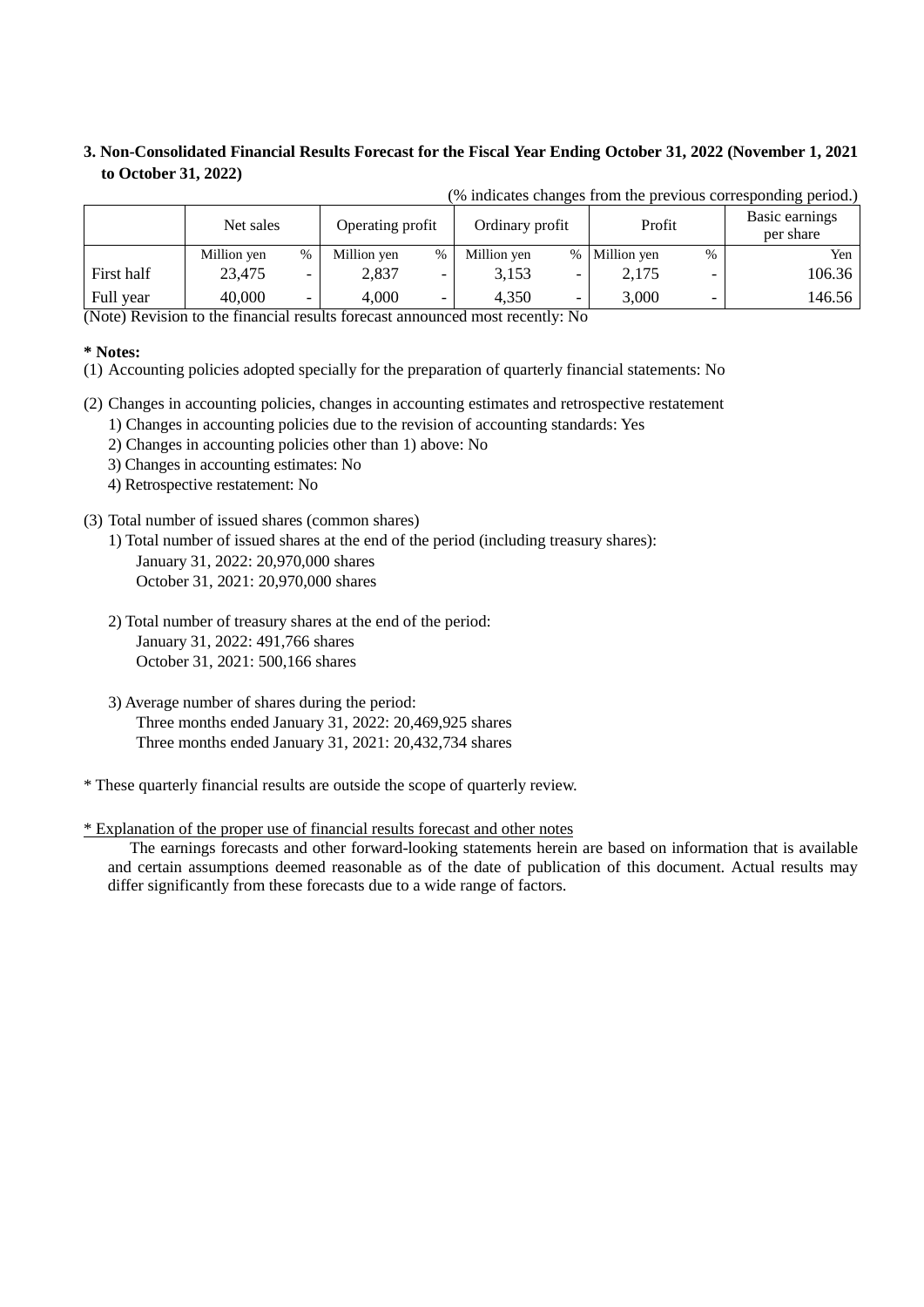### 3. Non-Consolidated Financial Results Forecast for the Fiscal Year Ending October 31, 2022 (November 1, 2021 to October 31, 2022)

(% indicates changes from the previous corresponding period.)

| | Net sales | | Operating profit | | Ordinary profit | | Profit | | Basic earnings per share |
|---|---|---|---|---|---|---|---|---|---|
| | Million yen | % | Million yen | % | Million yen | % | Million yen | % | Yen |
| First half | 23,475 | - | 2,837 | - | 3,153 | - | 2,175 | - | 106.36 |
| Full year | 40,000 | - | 4,000 | - | 4,350 | - | 3,000 | - | 146.56 |

(Note) Revision to the financial results forecast announced most recently: No

**\* Notes:**

(1) Accounting policies adopted specially for the preparation of quarterly financial statements: No

(2) Changes in accounting policies, changes in accounting estimates and retrospective restatement
   1) Changes in accounting policies due to the revision of accounting standards: Yes
   2) Changes in accounting policies other than 1) above: No
   3) Changes in accounting estimates: No
   4) Retrospective restatement: No

(3) Total number of issued shares (common shares)
   1) Total number of issued shares at the end of the period (including treasury shares):
      January 31, 2022: 20,970,000 shares
      October 31, 2021: 20,970,000 shares

   2) Total number of treasury shares at the end of the period:
      January 31, 2022: 491,766 shares
      October 31, 2021: 500,166 shares

   3) Average number of shares during the period:
      Three months ended January 31, 2022: 20,469,925 shares
      Three months ended January 31, 2021: 20,432,734 shares

\* These quarterly financial results are outside the scope of quarterly review.

\* Explanation of the proper use of financial results forecast and other notes

The earnings forecasts and other forward-looking statements herein are based on information that is available and certain assumptions deemed reasonable as of the date of publication of this document. Actual results may differ significantly from these forecasts due to a wide range of factors.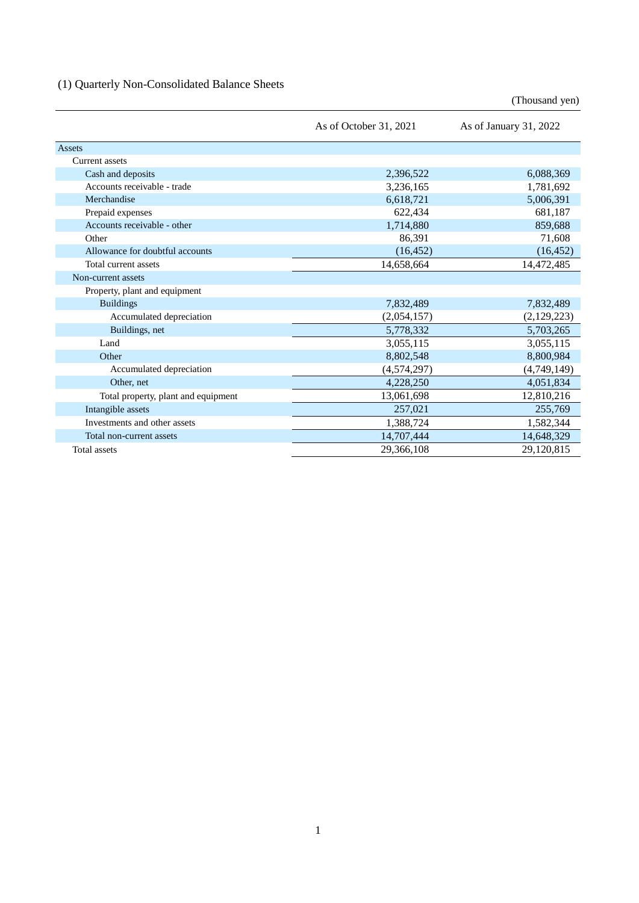## (1) Quarterly Non-Consolidated Balance Sheets

(Thousand yen)

| | As of October 31, 2021 | As of January 31, 2022 |
|---|---|---|
| Assets | | |
| Current assets | | |
| Cash and deposits | 2,396,522 | 6,088,369 |
| Accounts receivable - trade | 3,236,165 | 1,781,692 |
| Merchandise | 6,618,721 | 5,006,391 |
| Prepaid expenses | 622,434 | 681,187 |
| Accounts receivable - other | 1,714,880 | 859,688 |
| Other | 86,391 | 71,608 |
| Allowance for doubtful accounts | (16,452) | (16,452) |
| Total current assets | 14,658,664 | 14,472,485 |
| Non-current assets | | |
| Property, plant and equipment | | |
| Buildings | 7,832,489 | 7,832,489 |
| Accumulated depreciation | (2,054,157) | (2,129,223) |
| Buildings, net | 5,778,332 | 5,703,265 |
| Land | 3,055,115 | 3,055,115 |
| Other | 8,802,548 | 8,800,984 |
| Accumulated depreciation | (4,574,297) | (4,749,149) |
| Other, net | 4,228,250 | 4,051,834 |
| Total property, plant and equipment | 13,061,698 | 12,810,216 |
| Intangible assets | 257,021 | 255,769 |
| Investments and other assets | 1,388,724 | 1,582,344 |
| Total non-current assets | 14,707,444 | 14,648,329 |
| Total assets | 29,366,108 | 29,120,815 |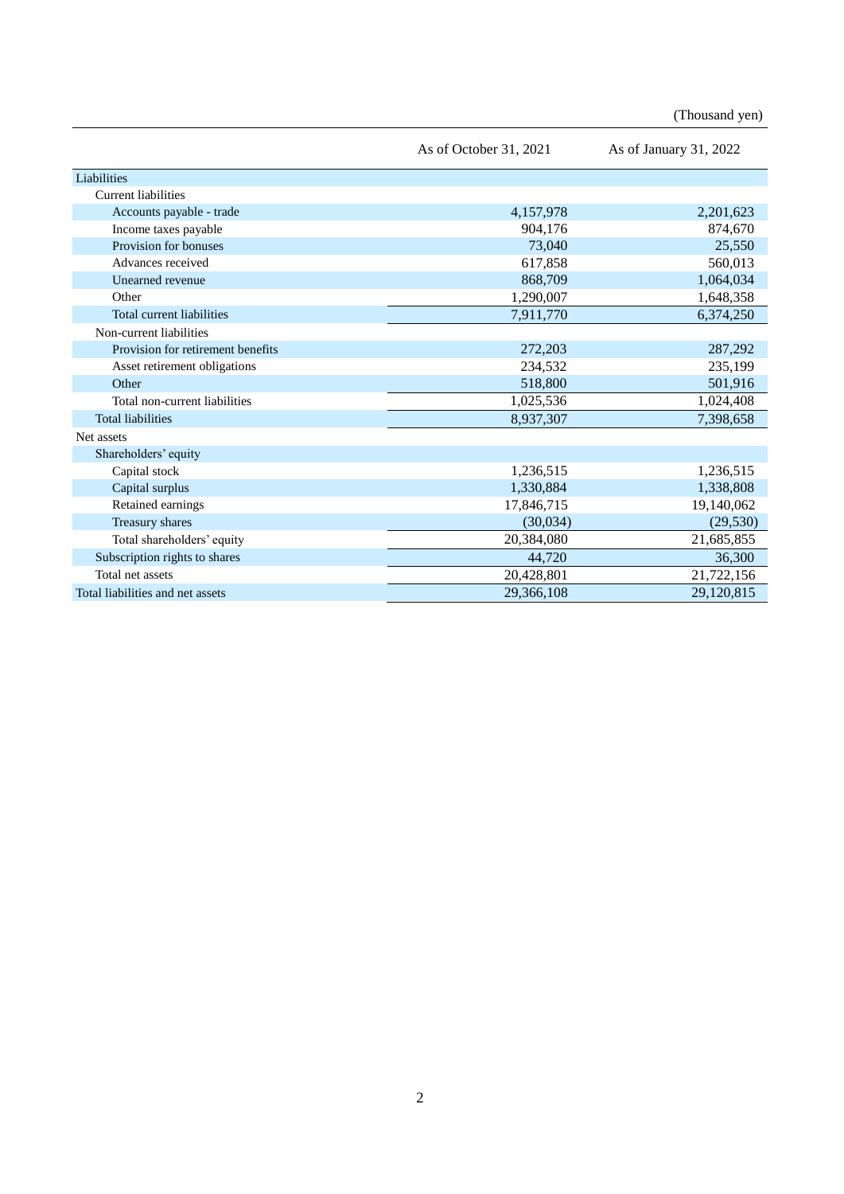(Thousand yen)

| | As of October 31, 2021 | As of January 31, 2022 |
|---|---|---|
| Liabilities | | |
| Current liabilities | | |
| Accounts payable - trade | 4,157,978 | 2,201,623 |
| Income taxes payable | 904,176 | 874,670 |
| Provision for bonuses | 73,040 | 25,550 |
| Advances received | 617,858 | 560,013 |
| Unearned revenue | 868,709 | 1,064,034 |
| Other | 1,290,007 | 1,648,358 |
| Total current liabilities | 7,911,770 | 6,374,250 |
| Non-current liabilities | | |
| Provision for retirement benefits | 272,203 | 287,292 |
| Asset retirement obligations | 234,532 | 235,199 |
| Other | 518,800 | 501,916 |
| Total non-current liabilities | 1,025,536 | 1,024,408 |
| Total liabilities | 8,937,307 | 7,398,658 |
| Net assets | | |
| Shareholders' equity | | |
| Capital stock | 1,236,515 | 1,236,515 |
| Capital surplus | 1,330,884 | 1,338,808 |
| Retained earnings | 17,846,715 | 19,140,062 |
| Treasury shares | (30,034) | (29,530) |
| Total shareholders' equity | 20,384,080 | 21,685,855 |
| Subscription rights to shares | 44,720 | 36,300 |
| Total net assets | 20,428,801 | 21,722,156 |
| Total liabilities and net assets | 29,366,108 | 29,120,815 |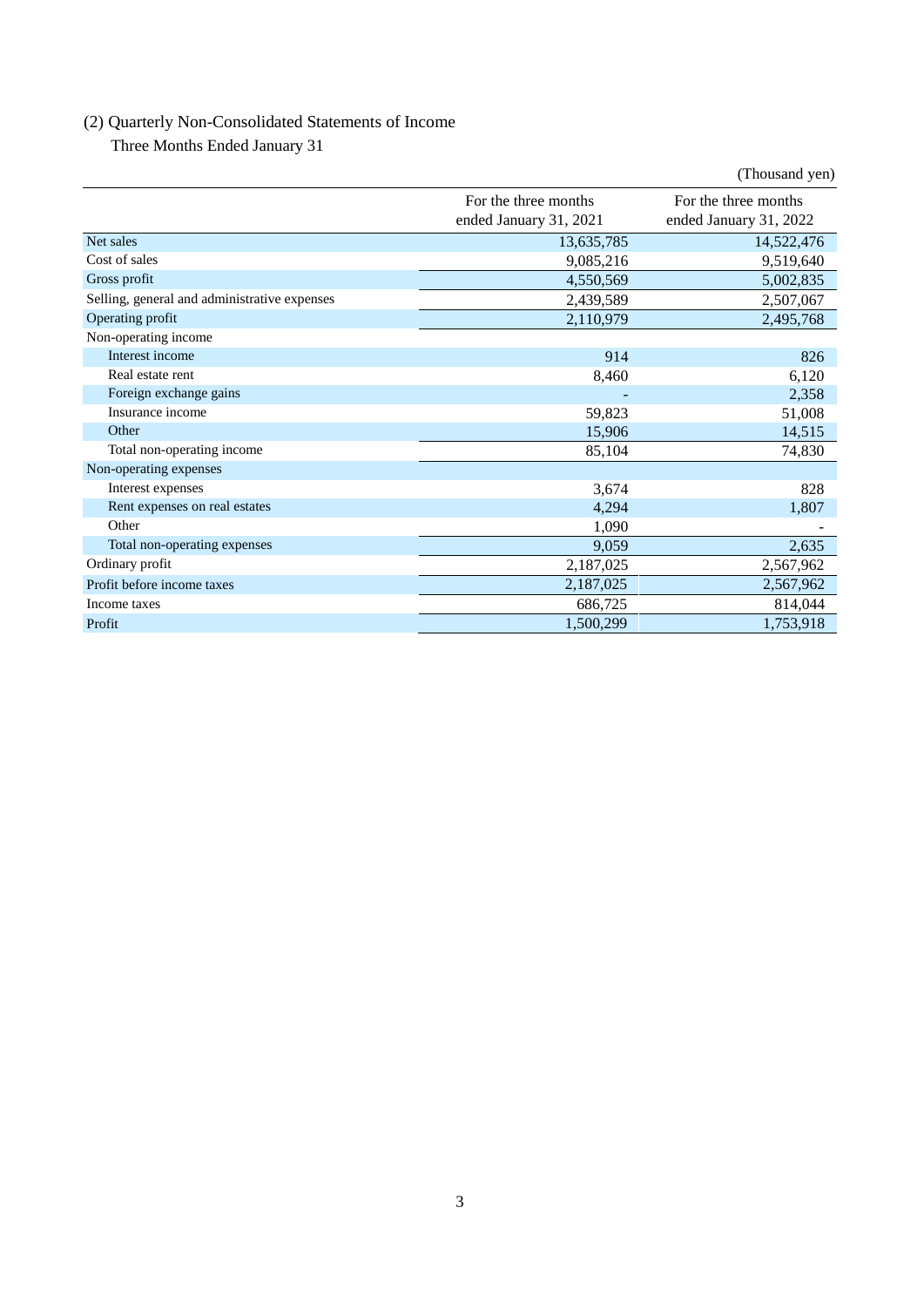## (2) Quarterly Non-Consolidated Statements of Income

Three Months Ended January 31

(Thousand yen)

| | For the three months ended January 31, 2021 | For the three months ended January 31, 2022 |
|---|---|---|
| Net sales | 13,635,785 | 14,522,476 |
| Cost of sales | 9,085,216 | 9,519,640 |
| Gross profit | 4,550,569 | 5,002,835 |
| Selling, general and administrative expenses | 2,439,589 | 2,507,067 |
| Operating profit | 2,110,979 | 2,495,768 |
| Non-operating income | | |
| Interest income | 914 | 826 |
| Real estate rent | 8,460 | 6,120 |
| Foreign exchange gains | - | 2,358 |
| Insurance income | 59,823 | 51,008 |
| Other | 15,906 | 14,515 |
| Total non-operating income | 85,104 | 74,830 |
| Non-operating expenses | | |
| Interest expenses | 3,674 | 828 |
| Rent expenses on real estates | 4,294 | 1,807 |
| Other | 1,090 | - |
| Total non-operating expenses | 9,059 | 2,635 |
| Ordinary profit | 2,187,025 | 2,567,962 |
| Profit before income taxes | 2,187,025 | 2,567,962 |
| Income taxes | 686,725 | 814,044 |
| Profit | 1,500,299 | 1,753,918 |